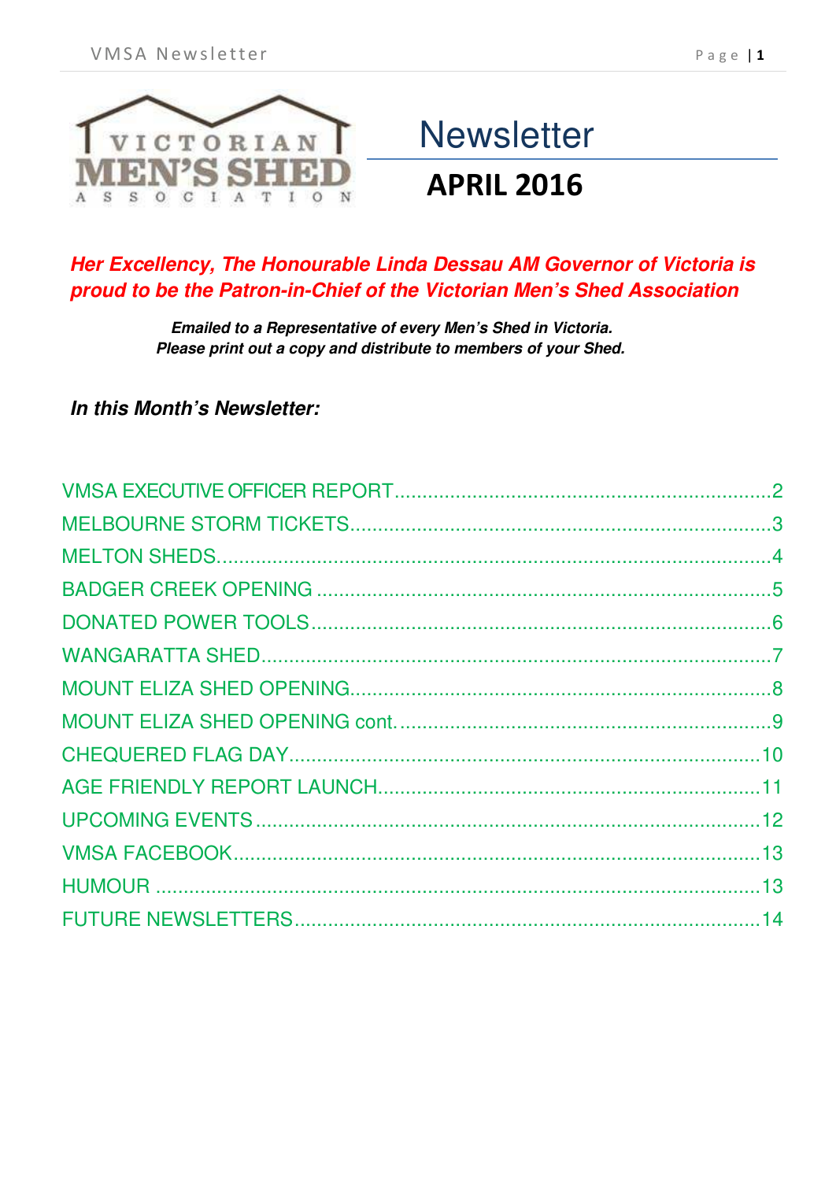VICTORIAN MEN'S SHED ASSOCIATION

# Newsletter

## APRIL 2016

***Her Excellency, The Honourable Linda Dessau AM Governor of Victoria is proud to be the Patron-in-Chief of the Victorian Men's Shed Association***

***Emailed to a Representative of every Men's Shed in Victoria.***
***Please print out a copy and distribute to members of your Shed.***

***In this Month's Newsletter:***

VMSA EXECUTIVE OFFICER REPORT....................2
MELBOURNE STORM TICKETS....................3
MELTON SHEDS....................4
BADGER CREEK OPENING....................5
DONATED POWER TOOLS....................6
WANGARATTA SHED....................7
MOUNT ELIZA SHED OPENING....................8
MOUNT ELIZA SHED OPENING cont.....................9
CHEQUERED FLAG DAY....................10
AGE FRIENDLY REPORT LAUNCH....................11
UPCOMING EVENTS....................12
VMSA FACEBOOK....................13
HUMOUR....................13
FUTURE NEWSLETTERS....................14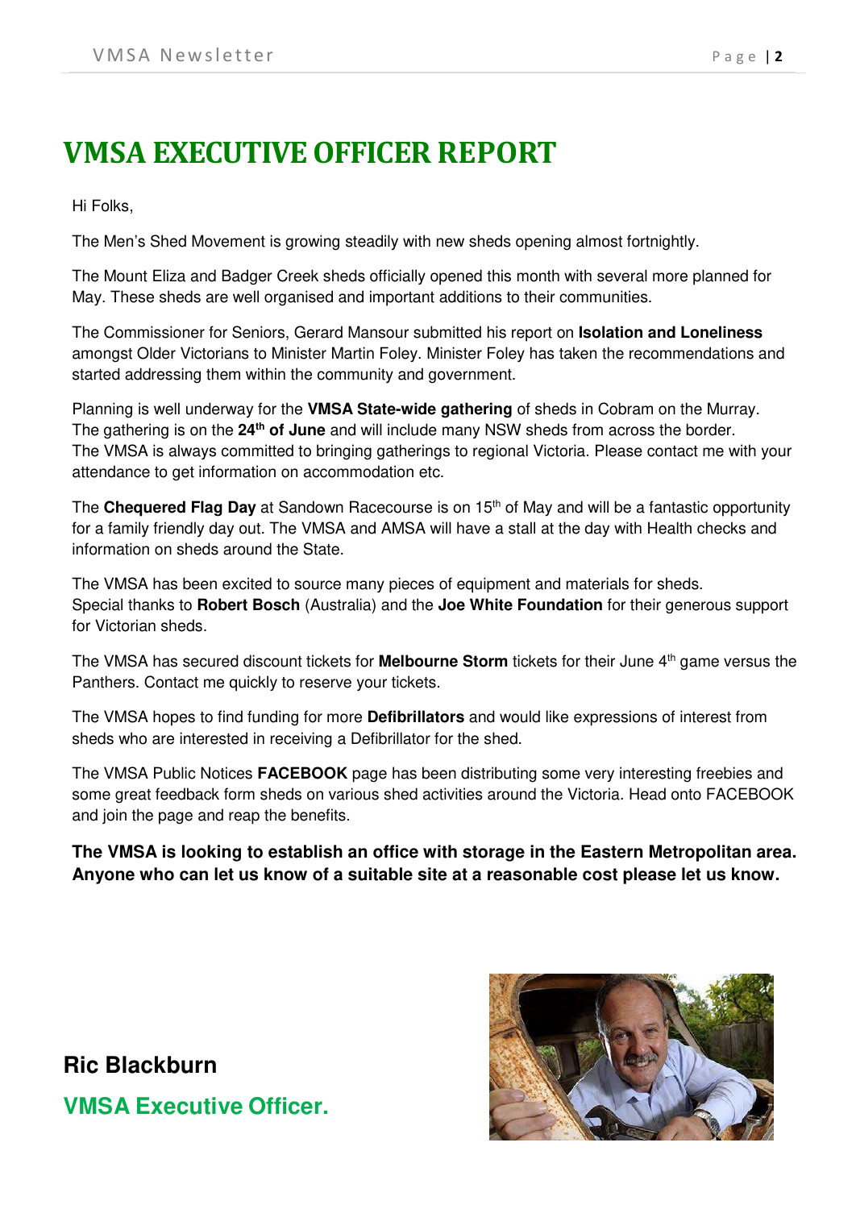# VMSA EXECUTIVE OFFICER REPORT

Hi Folks,

The Men's Shed Movement is growing steadily with new sheds opening almost fortnightly.

The Mount Eliza and Badger Creek sheds officially opened this month with several more planned for May. These sheds are well organised and important additions to their communities.

The Commissioner for Seniors, Gerard Mansour submitted his report on **Isolation and Loneliness** amongst Older Victorians to Minister Martin Foley. Minister Foley has taken the recommendations and started addressing them within the community and government.

Planning is well underway for the **VMSA State-wide gathering** of sheds in Cobram on the Murray. The gathering is on the **24th of June** and will include many NSW sheds from across the border. The VMSA is always committed to bringing gatherings to regional Victoria. Please contact me with your attendance to get information on accommodation etc.

The **Chequered Flag Day** at Sandown Racecourse is on 15th of May and will be a fantastic opportunity for a family friendly day out. The VMSA and AMSA will have a stall at the day with Health checks and information on sheds around the State.

The VMSA has been excited to source many pieces of equipment and materials for sheds. Special thanks to **Robert Bosch** (Australia) and the **Joe White Foundation** for their generous support for Victorian sheds.

The VMSA has secured discount tickets for **Melbourne Storm** tickets for their June 4th game versus the Panthers. Contact me quickly to reserve your tickets.

The VMSA hopes to find funding for more **Defibrillators** and would like expressions of interest from sheds who are interested in receiving a Defibrillator for the shed.

The VMSA Public Notices **FACEBOOK** page has been distributing some very interesting freebies and some great feedback form sheds on various shed activities around the Victoria. Head onto FACEBOOK and join the page and reap the benefits.

**The VMSA is looking to establish an office with storage in the Eastern Metropolitan area. Anyone who can let us know of a suitable site at a reasonable cost please let us know.**

**Ric Blackburn**

**VMSA Executive Officer.**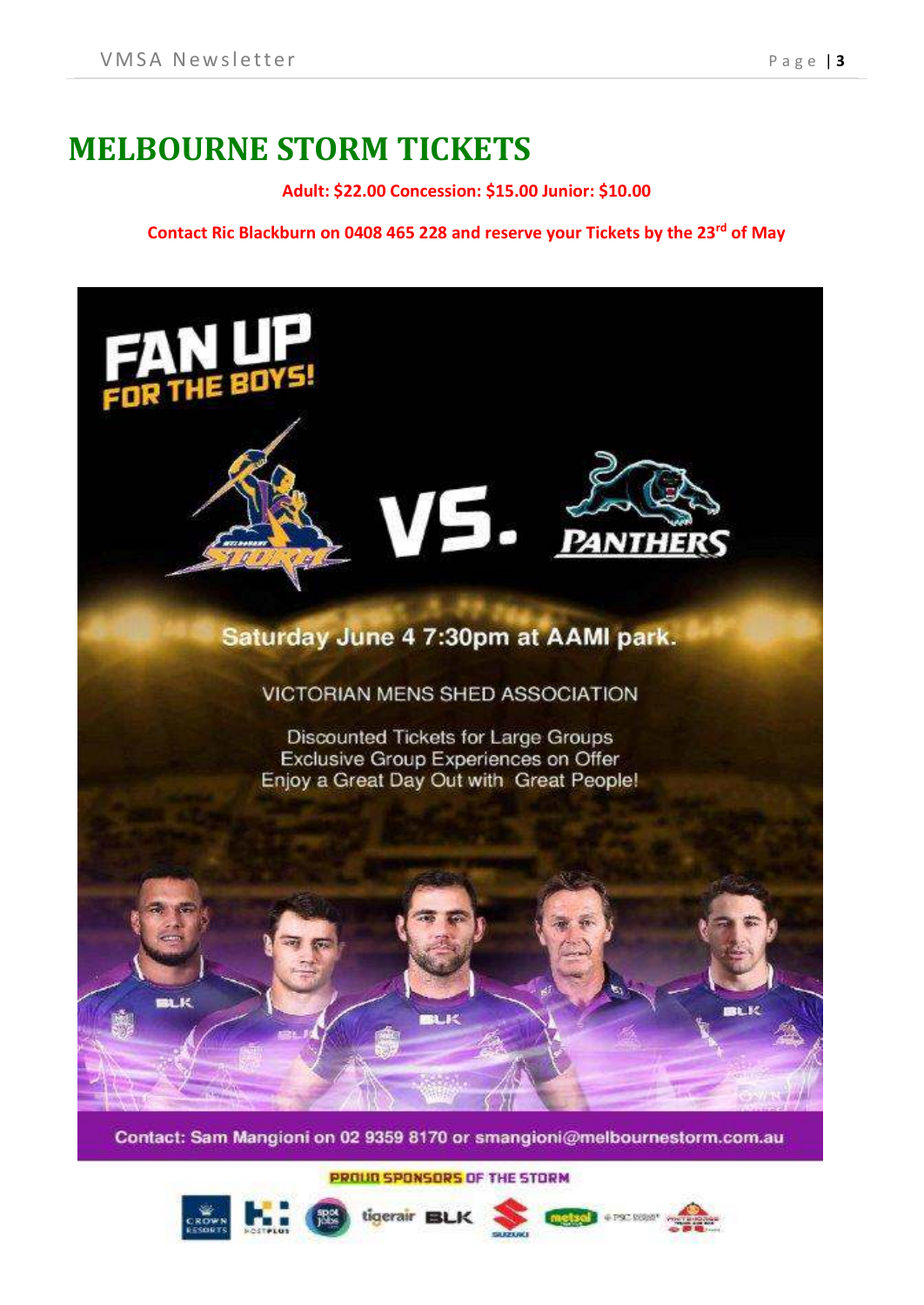# MELBOURNE STORM TICKETS

**Adult: $22.00 Concession: $15.00 Junior: $10.00**

**Contact Ric Blackburn on 0408 465 228 and reserve your Tickets by the 23rd of May**

FAN UP FOR THE BOYS!

VS. PANTHERS

Saturday June 4 7:30pm at AAMI park.

VICTORIAN MENS SHED ASSOCIATION

Discounted Tickets for Large Groups
Exclusive Group Experiences on Offer
Enjoy a Great Day Out with Great People!

Contact: Sam Mangioni on 02 9359 8170 or smangioni@melbournestorm.com.au

PROUD SPONSORS OF THE STORM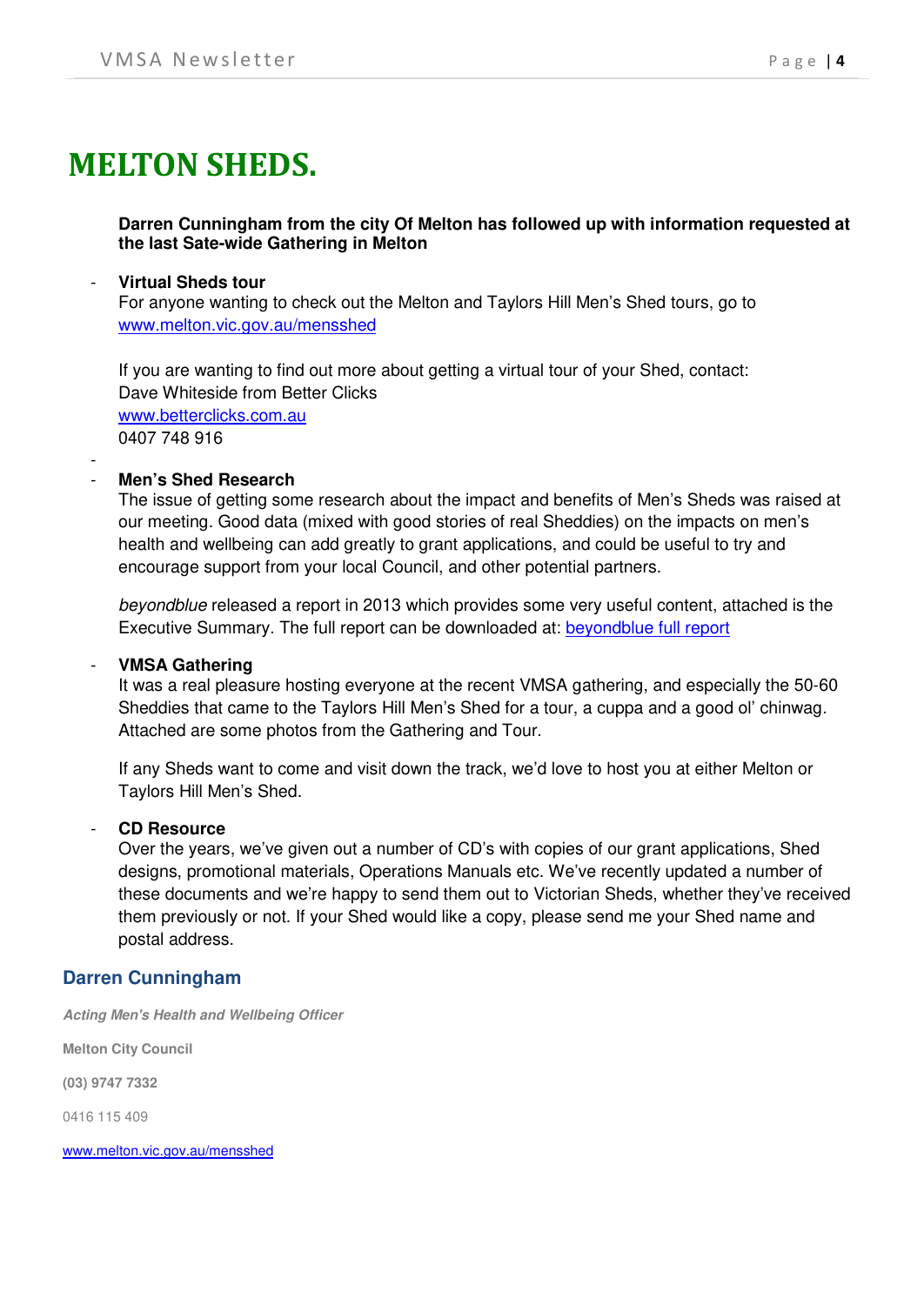# MELTON SHEDS.

**Darren Cunningham from the city Of Melton has followed up with information requested at the last Sate-wide Gathering in Melton**

- **Virtual Sheds tour**
  For anyone wanting to check out the Melton and Taylors Hill Men's Shed tours, go to [www.melton.vic.gov.au/mensshed](www.melton.vic.gov.au/mensshed)

  If you are wanting to find out more about getting a virtual tour of your Shed, contact:
  Dave Whiteside from Better Clicks
  [www.betterclicks.com.au](www.betterclicks.com.au)
  0407 748 916

- **Men's Shed Research**
  The issue of getting some research about the impact and benefits of Men's Sheds was raised at our meeting. Good data (mixed with good stories of real Sheddies) on the impacts on men's health and wellbeing can add greatly to grant applications, and could be useful to try and encourage support from your local Council, and other potential partners.

  *beyondblue* released a report in 2013 which provides some very useful content, attached is the Executive Summary. The full report can be downloaded at: beyondblue full report

- **VMSA Gathering**
  It was a real pleasure hosting everyone at the recent VMSA gathering, and especially the 50-60 Sheddies that came to the Taylors Hill Men's Shed for a tour, a cuppa and a good ol' chinwag. Attached are some photos from the Gathering and Tour.

  If any Sheds want to come and visit down the track, we'd love to host you at either Melton or Taylors Hill Men's Shed.

- **CD Resource**
  Over the years, we've given out a number of CD's with copies of our grant applications, Shed designs, promotional materials, Operations Manuals etc. We've recently updated a number of these documents and we're happy to send them out to Victorian Sheds, whether they've received them previously or not. If your Shed would like a copy, please send me your Shed name and postal address.

## Darren Cunningham

***Acting Men's Health and Wellbeing Officer***

**Melton City Council**

**(03) 9747 7332**

0416 115 409

[www.melton.vic.gov.au/mensshed](www.melton.vic.gov.au/mensshed)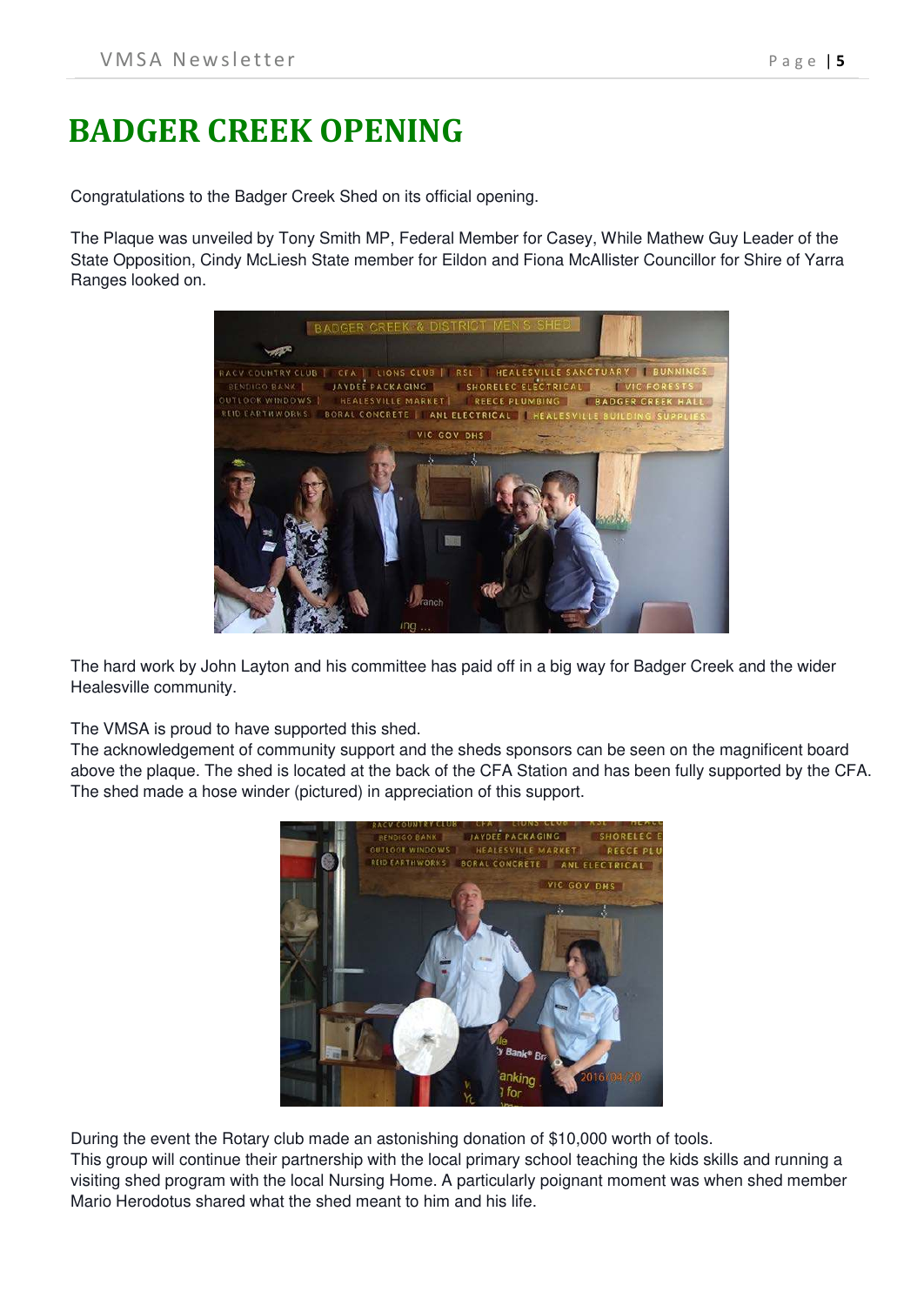# BADGER CREEK OPENING

Congratulations to the Badger Creek Shed on its official opening.

The Plaque was unveiled by Tony Smith MP, Federal Member for Casey, While Mathew Guy Leader of the State Opposition, Cindy McLiesh State member for Eildon and Fiona McAllister Councillor for Shire of Yarra Ranges looked on.

The hard work by John Layton and his committee has paid off in a big way for Badger Creek and the wider Healesville community.

The VMSA is proud to have supported this shed.
The acknowledgement of community support and the sheds sponsors can be seen on the magnificent board above the plaque. The shed is located at the back of the CFA Station and has been fully supported by the CFA. The shed made a hose winder (pictured) in appreciation of this support.

During the event the Rotary club made an astonishing donation of $10,000 worth of tools.
This group will continue their partnership with the local primary school teaching the kids skills and running a visiting shed program with the local Nursing Home. A particularly poignant moment was when shed member Mario Herodotus shared what the shed meant to him and his life.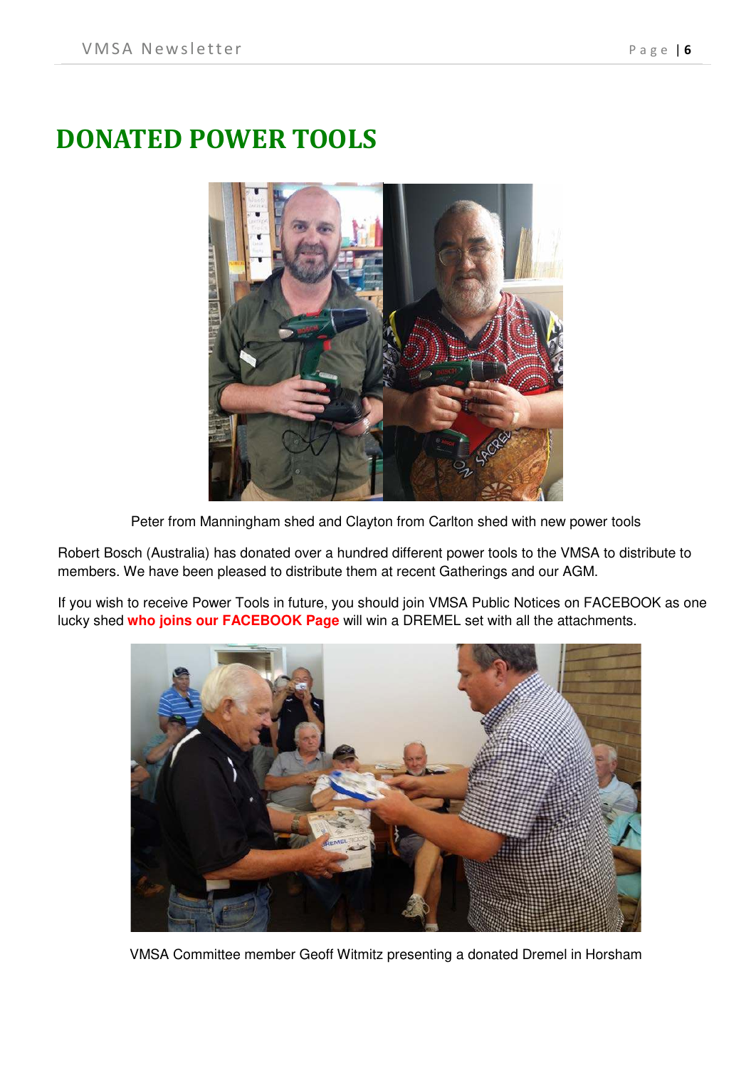# DONATED POWER TOOLS

Peter from Manningham shed and Clayton from Carlton shed with new power tools

Robert Bosch (Australia) has donated over a hundred different power tools to the VMSA to distribute to members. We have been pleased to distribute them at recent Gatherings and our AGM.

If you wish to receive Power Tools in future, you should join VMSA Public Notices on FACEBOOK as one lucky shed **who joins our FACEBOOK Page** will win a DREMEL set with all the attachments.

VMSA Committee member Geoff Witmitz presenting a donated Dremel in Horsham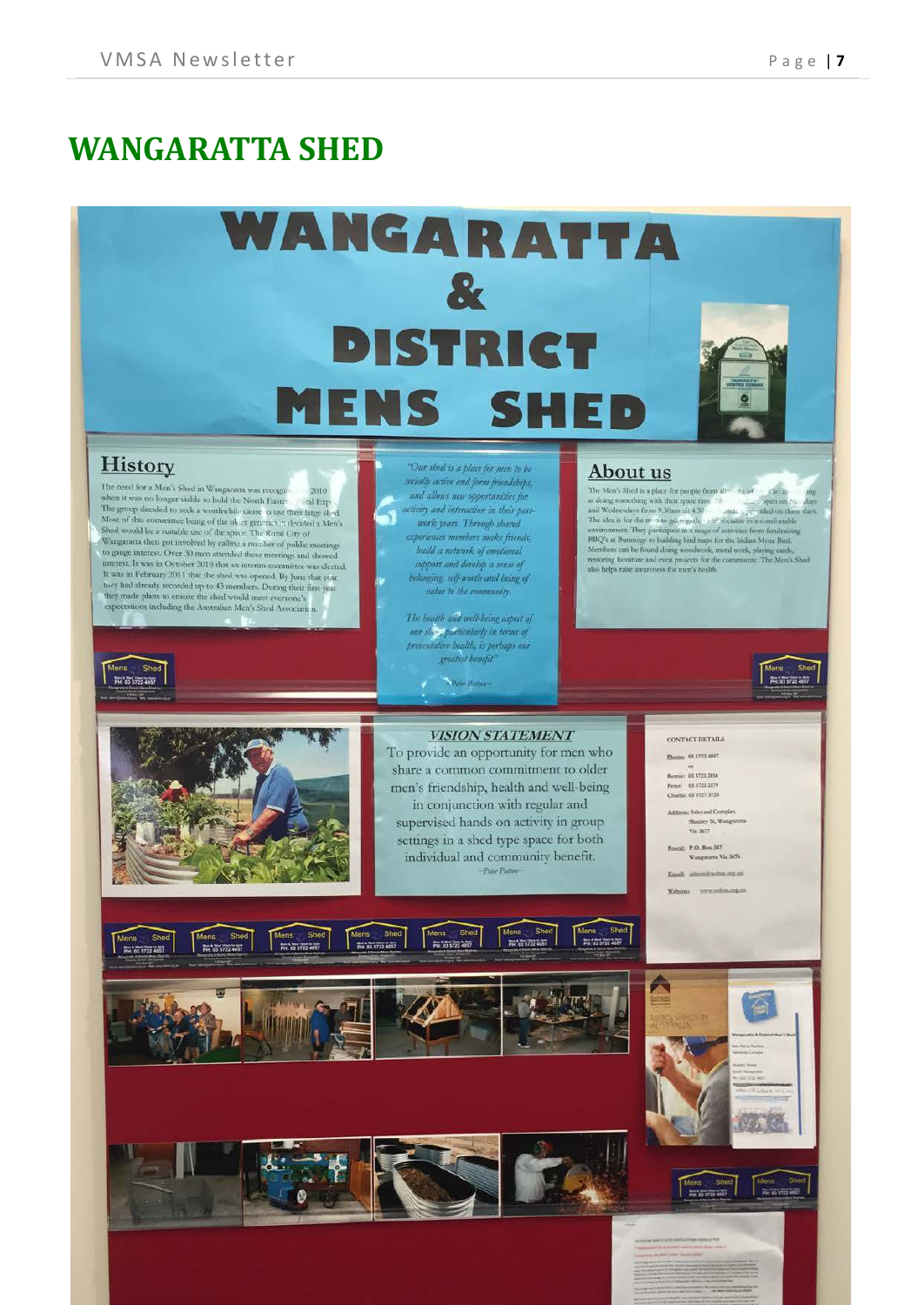# WANGARATTA SHED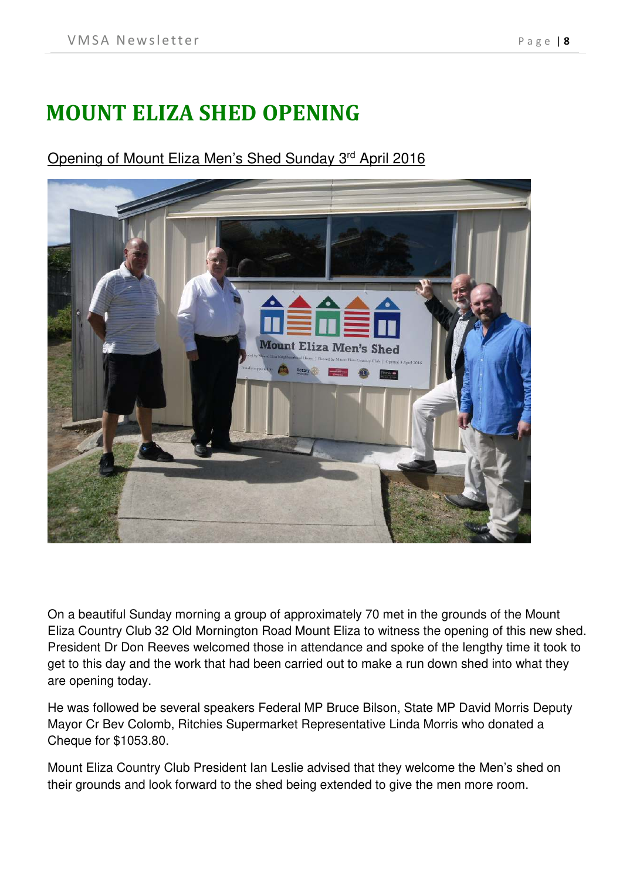# MOUNT ELIZA SHED OPENING

Opening of Mount Eliza Men's Shed Sunday 3rd April 2016

On a beautiful Sunday morning a group of approximately 70 met in the grounds of the Mount Eliza Country Club 32 Old Mornington Road Mount Eliza to witness the opening of this new shed. President Dr Don Reeves welcomed those in attendance and spoke of the lengthy time it took to get to this day and the work that had been carried out to make a run down shed into what they are opening today.

He was followed be several speakers Federal MP Bruce Bilson, State MP David Morris Deputy Mayor Cr Bev Colomb, Ritchies Supermarket Representative Linda Morris who donated a Cheque for $1053.80.

Mount Eliza Country Club President Ian Leslie advised that they welcome the Men's shed on their grounds and look forward to the shed being extended to give the men more room.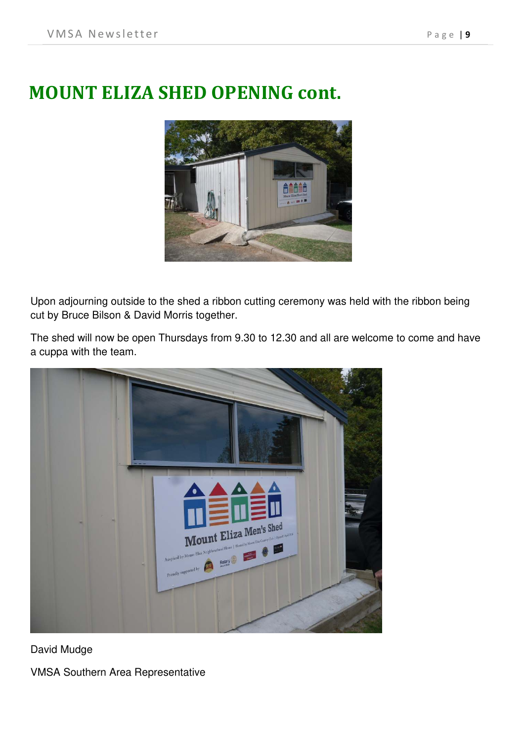# MOUNT ELIZA SHED OPENING cont.

Upon adjourning outside to the shed a ribbon cutting ceremony was held with the ribbon being cut by Bruce Bilson & David Morris together.

The shed will now be open Thursdays from 9.30 to 12.30 and all are welcome to come and have a cuppa with the team.

David Mudge

VMSA Southern Area Representative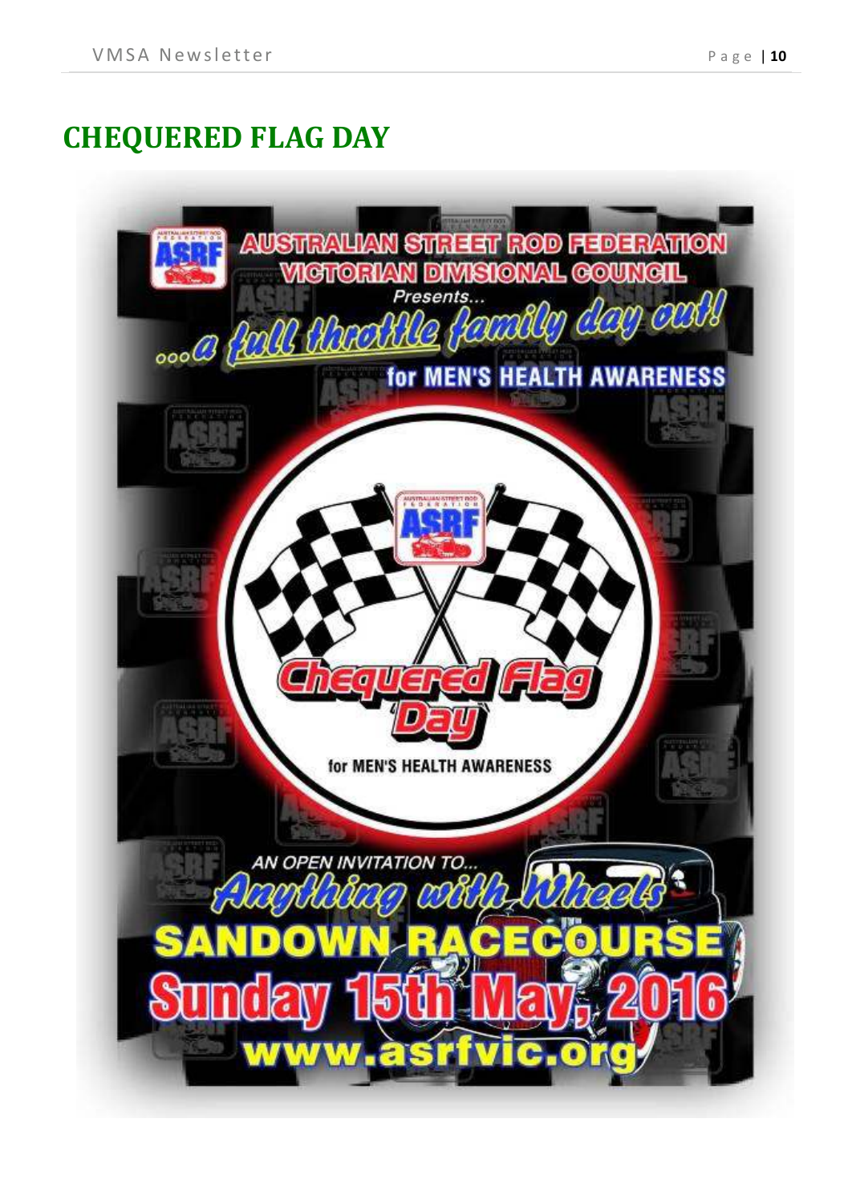# CHEQUERED FLAG DAY

AUSTRALIAN STREET ROD FEDERATION
VICTORIAN DIVISIONAL COUNCIL

Presents...

*...a full throttle family day out!*

for MEN'S HEALTH AWARENESS

Chequered Flag Day

for MEN'S HEALTH AWARENESS

*AN OPEN INVITATION TO...*

*Anything with Wheels*

SANDOWN RACECOURSE

Sunday 15th May, 2016

www.asrfvic.org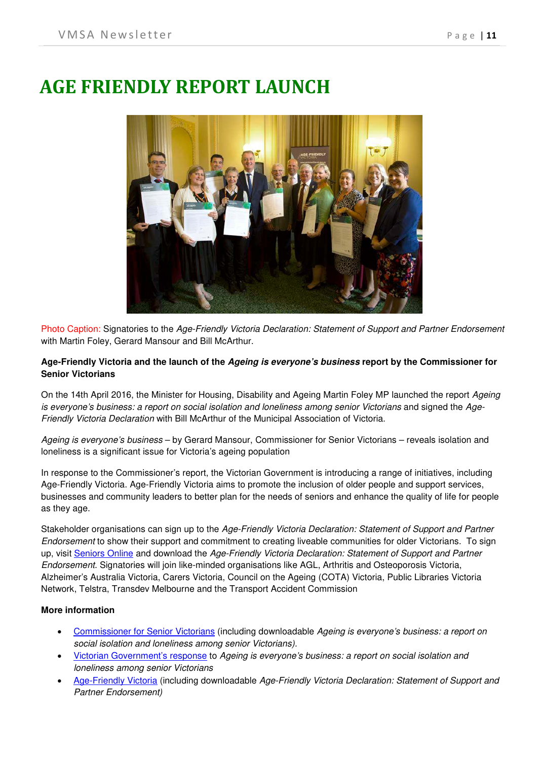# AGE FRIENDLY REPORT LAUNCH

Photo Caption: Signatories to the *Age-Friendly Victoria Declaration: Statement of Support and Partner Endorsement* with Martin Foley, Gerard Mansour and Bill McArthur.

**Age-Friendly Victoria and the launch of the *Ageing is everyone's business* report by the Commissioner for Senior Victorians**

On the 14th April 2016, the Minister for Housing, Disability and Ageing Martin Foley MP launched the report *Ageing is everyone's business: a report on social isolation and loneliness among senior Victorians* and signed the *Age-Friendly Victoria Declaration* with Bill McArthur of the Municipal Association of Victoria.

*Ageing is everyone's business* – by Gerard Mansour, Commissioner for Senior Victorians – reveals isolation and loneliness is a significant issue for Victoria's ageing population

In response to the Commissioner's report, the Victorian Government is introducing a range of initiatives, including Age-Friendly Victoria. Age-Friendly Victoria aims to promote the inclusion of older people and support services, businesses and community leaders to better plan for the needs of seniors and enhance the quality of life for people as they age.

Stakeholder organisations can sign up to the *Age-Friendly Victoria Declaration: Statement of Support and Partner Endorsement* to show their support and commitment to creating liveable communities for older Victorians. To sign up, visit Seniors Online and download the *Age-Friendly Victoria Declaration: Statement of Support and Partner Endorsement.* Signatories will join like-minded organisations like AGL, Arthritis and Osteoporosis Victoria, Alzheimer's Australia Victoria, Carers Victoria, Council on the Ageing (COTA) Victoria, Public Libraries Victoria Network, Telstra, Transdev Melbourne and the Transport Accident Commission

**More information**

- Commissioner for Senior Victorians (including downloadable *Ageing is everyone's business: a report on social isolation and loneliness among senior Victorians).*
- Victorian Government's response to *Ageing is everyone's business: a report on social isolation and loneliness among senior Victorians*
- Age-Friendly Victoria (including downloadable *Age-Friendly Victoria Declaration: Statement of Support and Partner Endorsement)*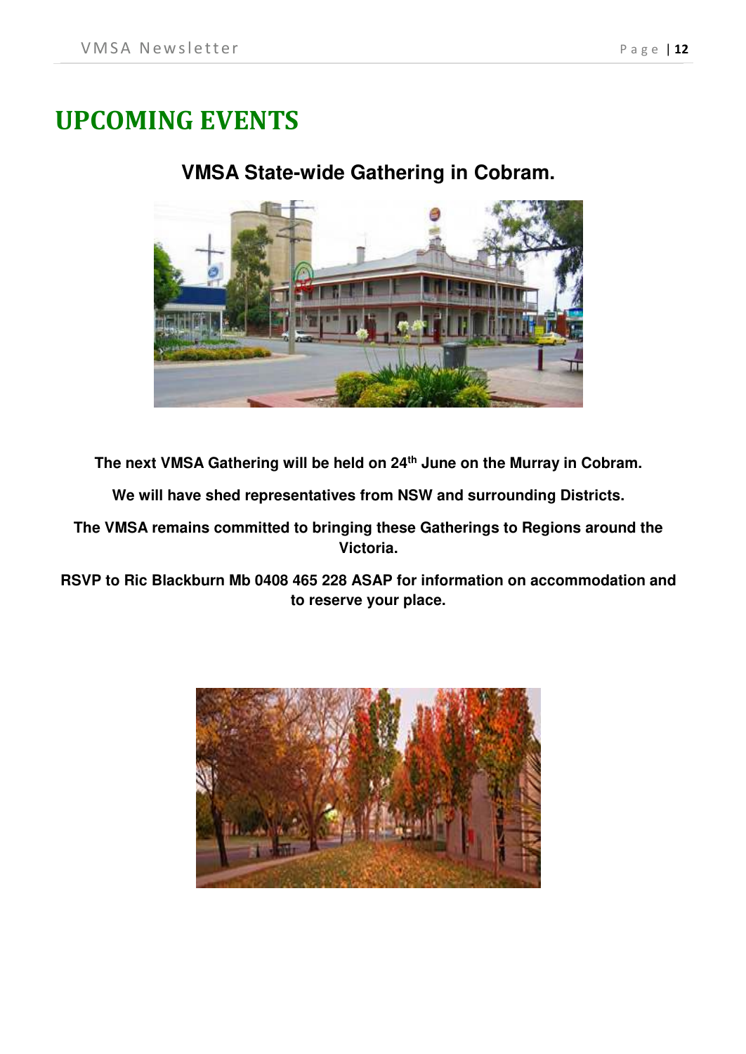# UPCOMING EVENTS

## VMSA State-wide Gathering in Cobram.

**The next VMSA Gathering will be held on 24th June on the Murray in Cobram.**

**We will have shed representatives from NSW and surrounding Districts.**

**The VMSA remains committed to bringing these Gatherings to Regions around the Victoria.**

**RSVP to Ric Blackburn Mb 0408 465 228 ASAP for information on accommodation and to reserve your place.**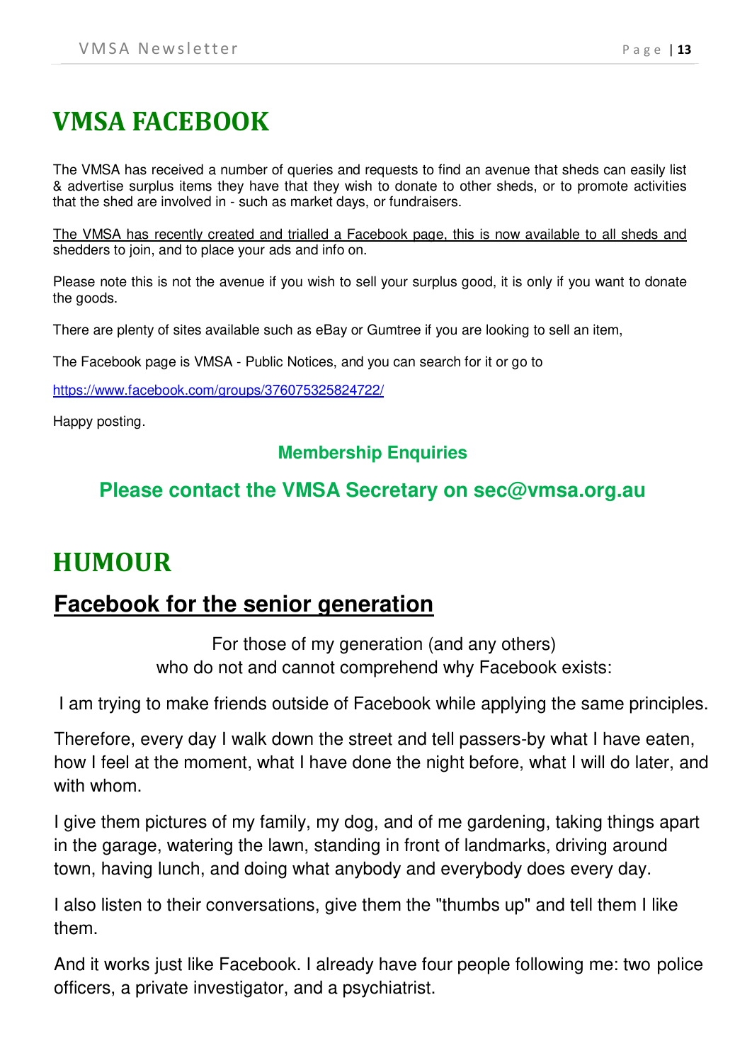# VMSA FACEBOOK

The VMSA has received a number of queries and requests to find an avenue that sheds can easily list & advertise surplus items they have that they wish to donate to other sheds, or to promote activities that the shed are involved in - such as market days, or fundraisers.

<u>The VMSA has recently created and trialled a Facebook page, this is now available to all sheds and</u> shedders to join, and to place your ads and info on.

Please note this is not the avenue if you wish to sell your surplus good, it is only if you want to donate the goods.

There are plenty of sites available such as eBay or Gumtree if you are looking to sell an item,

The Facebook page is VMSA - Public Notices, and you can search for it or go to

https://www.facebook.com/groups/376075325824722/

Happy posting.

**Membership Enquiries**

**Please contact the VMSA Secretary on sec@vmsa.org.au**

# HUMOUR

## Facebook for the senior generation

For those of my generation (and any others)
who do not and cannot comprehend why Facebook exists:

I am trying to make friends outside of Facebook while applying the same principles.

Therefore, every day I walk down the street and tell passers-by what I have eaten, how I feel at the moment, what I have done the night before, what I will do later, and with whom.

I give them pictures of my family, my dog, and of me gardening, taking things apart in the garage, watering the lawn, standing in front of landmarks, driving around town, having lunch, and doing what anybody and everybody does every day.

I also listen to their conversations, give them the "thumbs up" and tell them I like them.

And it works just like Facebook. I already have four people following me: two police officers, a private investigator, and a psychiatrist.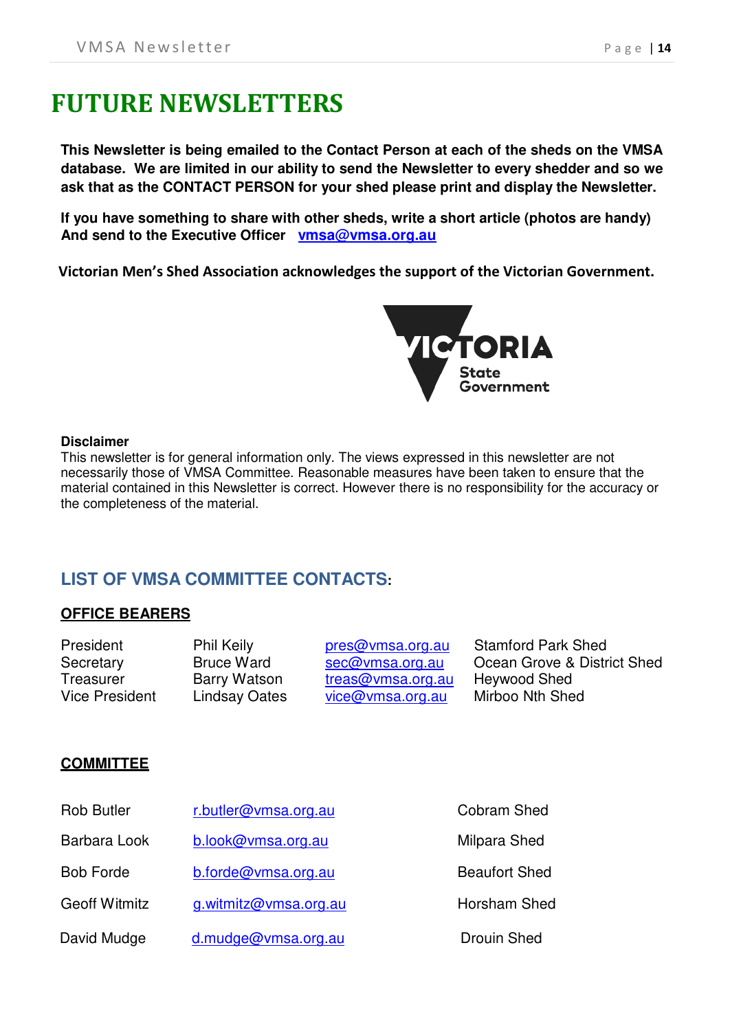# FUTURE NEWSLETTERS

**This Newsletter is being emailed to the Contact Person at each of the sheds on the VMSA database. We are limited in our ability to send the Newsletter to every shedder and so we ask that as the CONTACT PERSON for your shed please print and display the Newsletter.**

**If you have something to share with other sheds, write a short article (photos are handy) And send to the Executive Officer [vmsa@vmsa.org.au](mailto:vmsa@vmsa.org.au)**

**Victorian Men's Shed Association acknowledges the support of the Victorian Government.**

VICTORIA State Government

**Disclaimer**
This newsletter is for general information only. The views expressed in this newsletter are not necessarily those of VMSA Committee. Reasonable measures have been taken to ensure that the material contained in this Newsletter is correct. However there is no responsibility for the accuracy or the completeness of the material.

## LIST OF VMSA COMMITTEE CONTACTS:

### OFFICE BEARERS

| | | | |
|---|---|---|---|
| President | Phil Keily | pres@vmsa.org.au | Stamford Park Shed |
| Secretary | Bruce Ward | sec@vmsa.org.au | Ocean Grove & District Shed |
| Treasurer | Barry Watson | treas@vmsa.org.au | Heywood Shed |
| Vice President | Lindsay Oates | vice@vmsa.org.au | Mirboo Nth Shed |

### COMMITTEE

| | | |
|---|---|---|
| Rob Butler | r.butler@vmsa.org.au | Cobram Shed |
| Barbara Look | b.look@vmsa.org.au | Milpara Shed |
| Bob Forde | b.forde@vmsa.org.au | Beaufort Shed |
| Geoff Witmitz | g.witmitz@vmsa.org.au | Horsham Shed |
| David Mudge | d.mudge@vmsa.org.au | Drouin Shed |